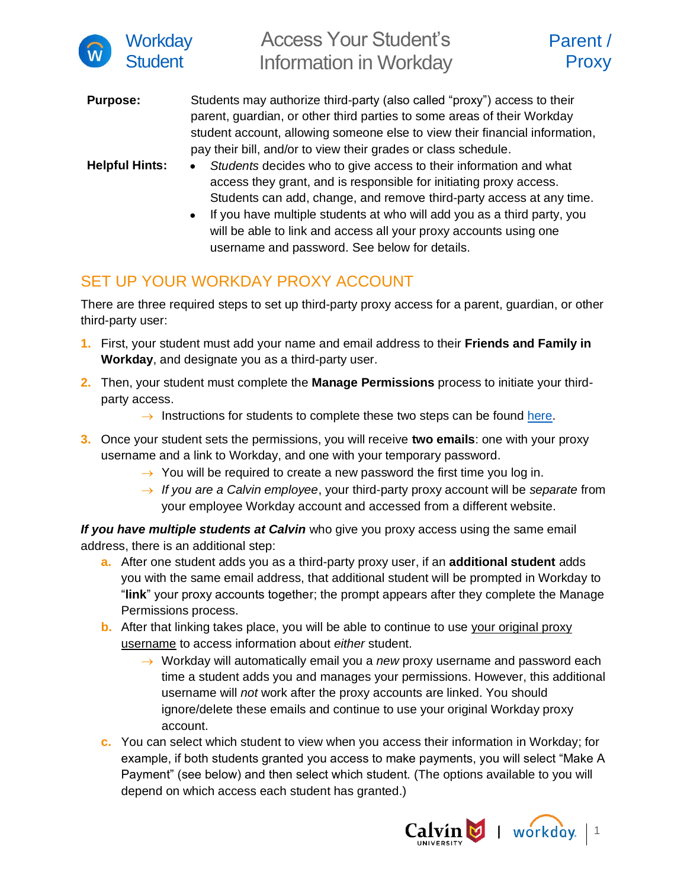# Access Your Student's Information in Workday

Workday Student — Parent / Proxy

**Purpose:** Students may authorize third-party (also called "proxy") access to their parent, guardian, or other third parties to some areas of their Workday student account, allowing someone else to view their financial information, pay their bill, and/or to view their grades or class schedule.

**Helpful Hints:**

- *Students* decides who to give access to their information and what access they grant, and is responsible for initiating proxy access. Students can add, change, and remove third-party access at any time.
- If you have multiple students at who will add you as a third party, you will be able to link and access all your proxy accounts using one username and password. See below for details.

## SET UP YOUR WORKDAY PROXY ACCOUNT

There are three required steps to set up third-party proxy access for a parent, guardian, or other third-party user:

1. First, your student must add your name and email address to their **Friends and Family in Workday**, and designate you as a third-party user.
2. Then, your student must complete the **Manage Permissions** process to initiate your third-party access.
   - → Instructions for students to complete these two steps can be found here.
3. Once your student sets the permissions, you will receive **two emails**: one with your proxy username and a link to Workday, and one with your temporary password.
   - → You will be required to create a new password the first time you log in.
   - → *If you are a Calvin employee*, your third-party proxy account will be *separate* from your employee Workday account and accessed from a different website.

***If you have multiple students at Calvin*** who give you proxy access using the same email address, there is an additional step:

a. After one student adds you as a third-party proxy user, if an **additional student** adds you with the same email address, that additional student will be prompted in Workday to "**link**" your proxy accounts together; the prompt appears after they complete the Manage Permissions process.

b. After that linking takes place, you will be able to continue to use your original proxy username to access information about *either* student.
   - → Workday will automatically email you a *new* proxy username and password each time a student adds you and manages your permissions. However, this additional username will *not* work after the proxy accounts are linked. You should ignore/delete these emails and continue to use your original Workday proxy account.

c. You can select which student to view when you access their information in Workday; for example, if both students granted you access to make payments, you will select "Make A Payment" (see below) and then select which student. (The options available to you will depend on which access each student has granted.)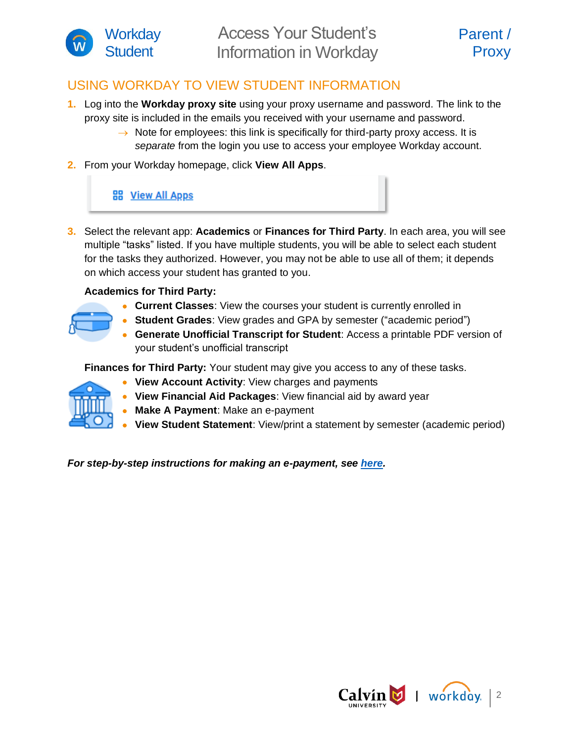## USING WORKDAY TO VIEW STUDENT INFORMATION

1. Log into the **Workday proxy site** using your proxy username and password. The link to the proxy site is included in the emails you received with your username and password.
   - → Note for employees: this link is specifically for third-party proxy access. It is *separate* from the login you use to access your employee Workday account.
2. From your Workday homepage, click **View All Apps**.

   View All Apps

3. Select the relevant app: **Academics** or **Finances for Third Party**. In each area, you will see multiple "tasks" listed. If you have multiple students, you will be able to select each student for the tasks they authorized. However, you may not be able to use all of them; it depends on which access your student has granted to you.

   **Academics for Third Party:**
   - **Current Classes**: View the courses your student is currently enrolled in
   - **Student Grades**: View grades and GPA by semester ("academic period")
   - **Generate Unofficial Transcript for Student**: Access a printable PDF version of your student's unofficial transcript

   **Finances for Third Party:** Your student may give you access to any of these tasks.
   - **View Account Activity**: View charges and payments
   - **View Financial Aid Packages**: View financial aid by award year
   - **Make A Payment**: Make an e-payment
   - **View Student Statement**: View/print a statement by semester (academic period)

***For step-by-step instructions for making an e-payment, see [here](here).***